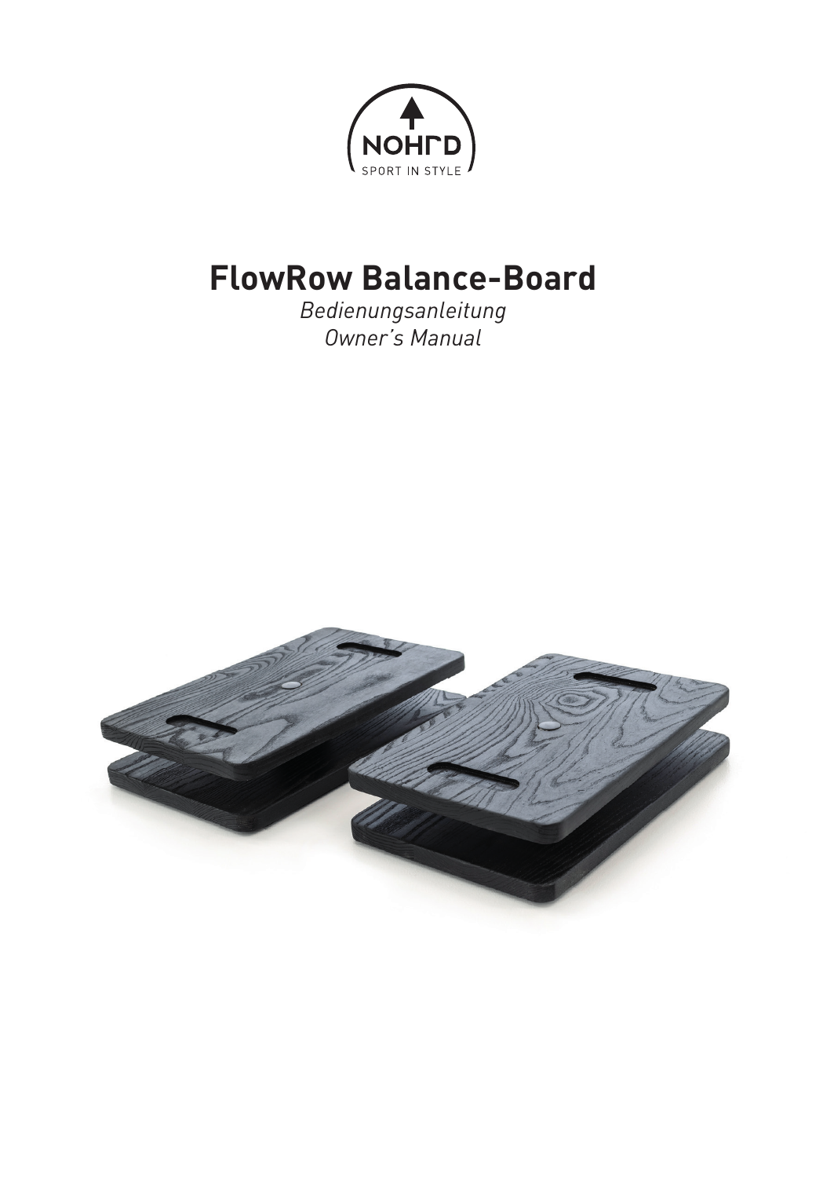NOHrD

SPORT IN STYLE

# FlowRow Balance-Board

*Bedienungsanleitung*

*Owner's Manual*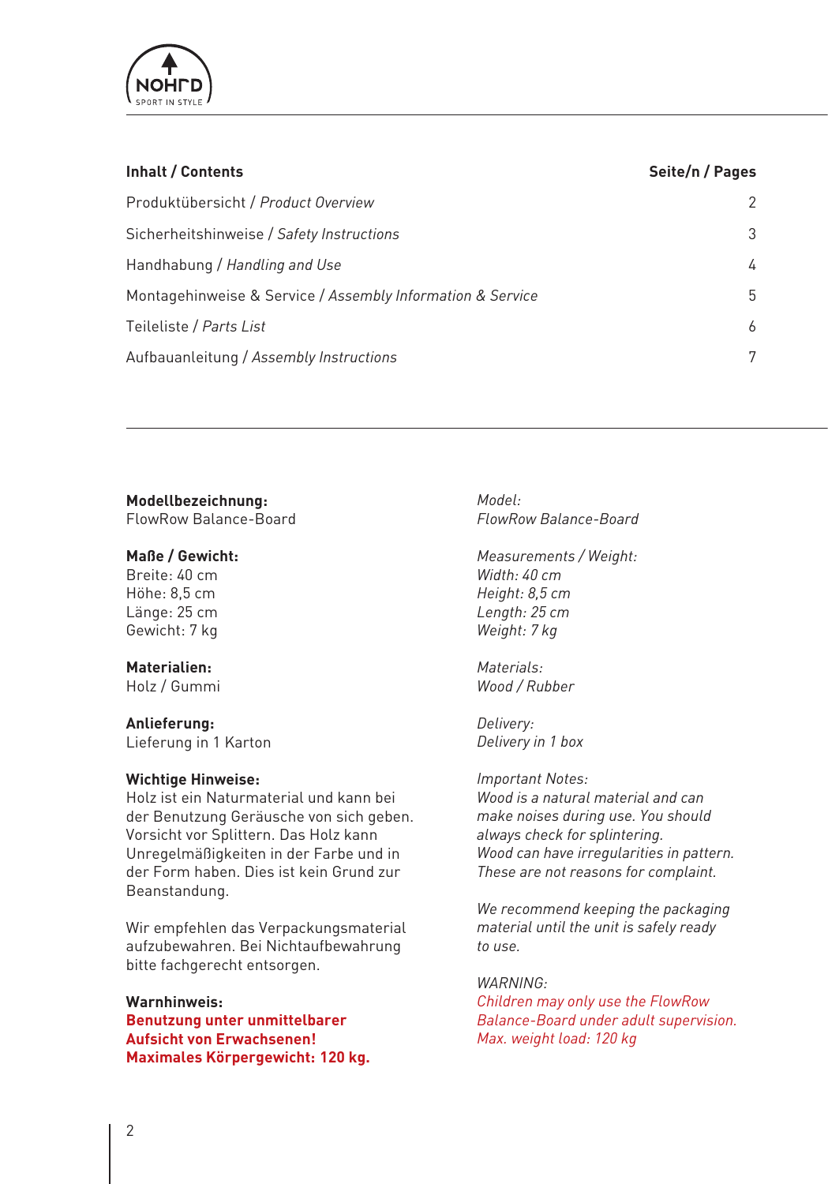| **Inhalt / Contents** | **Seite/n / Pages** |
|---|---|
| Produktübersicht / *Product Overview* | 2 |
| Sicherheitshinweise / *Safety Instructions* | 3 |
| Handhabung / *Handling and Use* | 4 |
| Montagehinweise & Service / *Assembly Information & Service* | 5 |
| Teileliste / *Parts List* | 6 |
| Aufbauanleitung / *Assembly Instructions* | 7 |

**Modellbezeichnung:**
FlowRow Balance-Board

**Maße / Gewicht:**
Breite: 40 cm
Höhe: 8,5 cm
Länge: 25 cm
Gewicht: 7 kg

**Materialien:**
Holz / Gummi

**Anlieferung:**
Lieferung in 1 Karton

**Wichtige Hinweise:**
Holz ist ein Naturmaterial und kann bei der Benutzung Geräusche von sich geben. Vorsicht vor Splittern. Das Holz kann Unregelmäßigkeiten in der Farbe und in der Form haben. Dies ist kein Grund zur Beanstandung.

Wir empfehlen das Verpackungsmaterial aufzubewahren. Bei Nichtaufbewahrung bitte fachgerecht entsorgen.

**Warnhinweis:**
**Benutzung unter unmittelbarer Aufsicht von Erwachsenen!**
**Maximales Körpergewicht: 120 kg.**

*Model:*
*FlowRow Balance-Board*

*Measurements / Weight:*
*Width: 40 cm*
*Height: 8,5 cm*
*Length: 25 cm*
*Weight: 7 kg*

*Materials:*
*Wood / Rubber*

*Delivery:*
*Delivery in 1 box*

*Important Notes:*
*Wood is a natural material and can make noises during use. You should always check for splintering.*
*Wood can have irregularities in pattern. These are not reasons for complaint.*

*We recommend keeping the packaging material until the unit is safely ready to use.*

*WARNING:*
*Children may only use the FlowRow Balance-Board under adult supervision.*
*Max. weight load: 120 kg*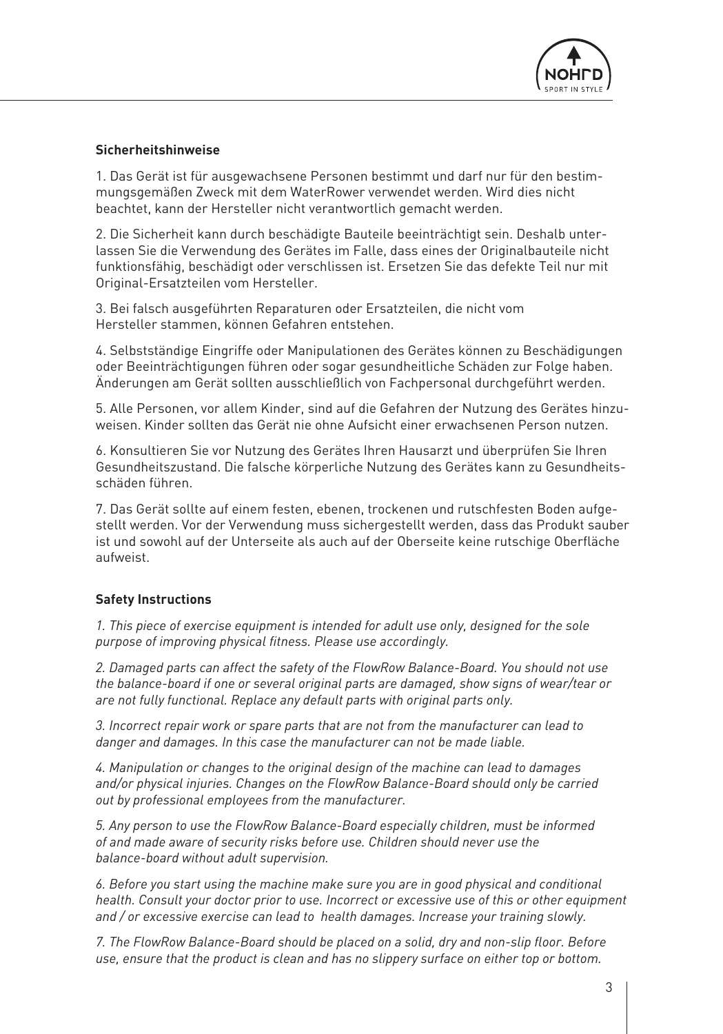## Sicherheitshinweise

1. Das Gerät ist für ausgewachsene Personen bestimmt und darf nur für den bestimmungsgemäßen Zweck mit dem WaterRower verwendet werden. Wird dies nicht beachtet, kann der Hersteller nicht verantwortlich gemacht werden.

2. Die Sicherheit kann durch beschädigte Bauteile beeinträchtigt sein. Deshalb unterlassen Sie die Verwendung des Gerätes im Falle, dass eines der Originalbauteile nicht funktionsfähig, beschädigt oder verschlissen ist. Ersetzen Sie das defekte Teil nur mit Original-Ersatzteilen vom Hersteller.

3. Bei falsch ausgeführten Reparaturen oder Ersatzteilen, die nicht vom Hersteller stammen, können Gefahren entstehen.

4. Selbstständige Eingriffe oder Manipulationen des Gerätes können zu Beschädigungen oder Beeinträchtigungen führen oder sogar gesundheitliche Schäden zur Folge haben. Änderungen am Gerät sollten ausschließlich von Fachpersonal durchgeführt werden.

5. Alle Personen, vor allem Kinder, sind auf die Gefahren der Nutzung des Gerätes hinzuweisen. Kinder sollten das Gerät nie ohne Aufsicht einer erwachsenen Person nutzen.

6. Konsultieren Sie vor Nutzung des Gerätes Ihren Hausarzt und überprüfen Sie Ihren Gesundheitszustand. Die falsche körperliche Nutzung des Gerätes kann zu Gesundheitsschäden führen.

7. Das Gerät sollte auf einem festen, ebenen, trockenen und rutschfesten Boden aufgestellt werden. Vor der Verwendung muss sichergestellt werden, dass das Produkt sauber ist und sowohl auf der Unterseite als auch auf der Oberseite keine rutschige Oberfläche aufweist.

## Safety Instructions

*1. This piece of exercise equipment is intended for adult use only, designed for the sole purpose of improving physical fitness. Please use accordingly.*

*2. Damaged parts can affect the safety of the FlowRow Balance-Board. You should not use the balance-board if one or several original parts are damaged, show signs of wear/tear or are not fully functional. Replace any default parts with original parts only.*

*3. Incorrect repair work or spare parts that are not from the manufacturer can lead to danger and damages. In this case the manufacturer can not be made liable.*

*4. Manipulation or changes to the original design of the machine can lead to damages and/or physical injuries. Changes on the FlowRow Balance-Board should only be carried out by professional employees from the manufacturer.*

*5. Any person to use the FlowRow Balance-Board especially children, must be informed of and made aware of security risks before use. Children should never use the balance-board without adult supervision.*

*6. Before you start using the machine make sure you are in good physical and conditional health. Consult your doctor prior to use. Incorrect or excessive use of this or other equipment and / or excessive exercise can lead to health damages. Increase your training slowly.*

*7. The FlowRow Balance-Board should be placed on a solid, dry and non-slip floor. Before use, ensure that the product is clean and has no slippery surface on either top or bottom.*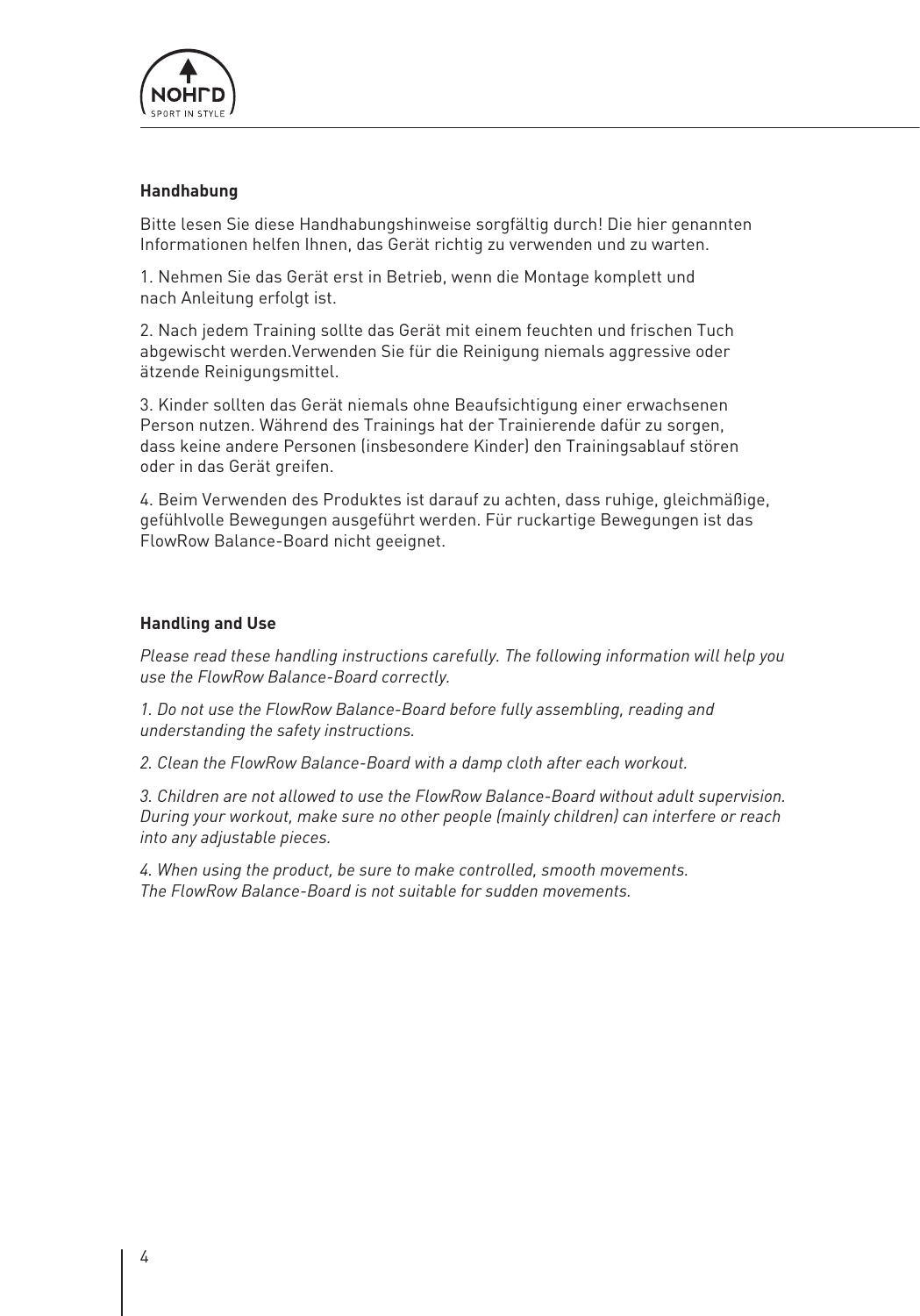## Handhabung

Bitte lesen Sie diese Handhabungshinweise sorgfältig durch! Die hier genannten Informationen helfen Ihnen, das Gerät richtig zu verwenden und zu warten.

1. Nehmen Sie das Gerät erst in Betrieb, wenn die Montage komplett und nach Anleitung erfolgt ist.

2. Nach jedem Training sollte das Gerät mit einem feuchten und frischen Tuch abgewischt werden.Verwenden Sie für die Reinigung niemals aggressive oder ätzende Reinigungsmittel.

3. Kinder sollten das Gerät niemals ohne Beaufsichtigung einer erwachsenen Person nutzen. Während des Trainings hat der Trainierende dafür zu sorgen, dass keine andere Personen (insbesondere Kinder) den Trainingsablauf stören oder in das Gerät greifen.

4. Beim Verwenden des Produktes ist darauf zu achten, dass ruhige, gleichmäßige, gefühlvolle Bewegungen ausgeführt werden. Für ruckartige Bewegungen ist das FlowRow Balance-Board nicht geeignet.

## Handling and Use

*Please read these handling instructions carefully. The following information will help you use the FlowRow Balance-Board correctly.*

*1. Do not use the FlowRow Balance-Board before fully assembling, reading and understanding the safety instructions.*

*2. Clean the FlowRow Balance-Board with a damp cloth after each workout.*

*3. Children are not allowed to use the FlowRow Balance-Board without adult supervision. During your workout, make sure no other people (mainly children) can interfere or reach into any adjustable pieces.*

*4. When using the product, be sure to make controlled, smooth movements. The FlowRow Balance-Board is not suitable for sudden movements.*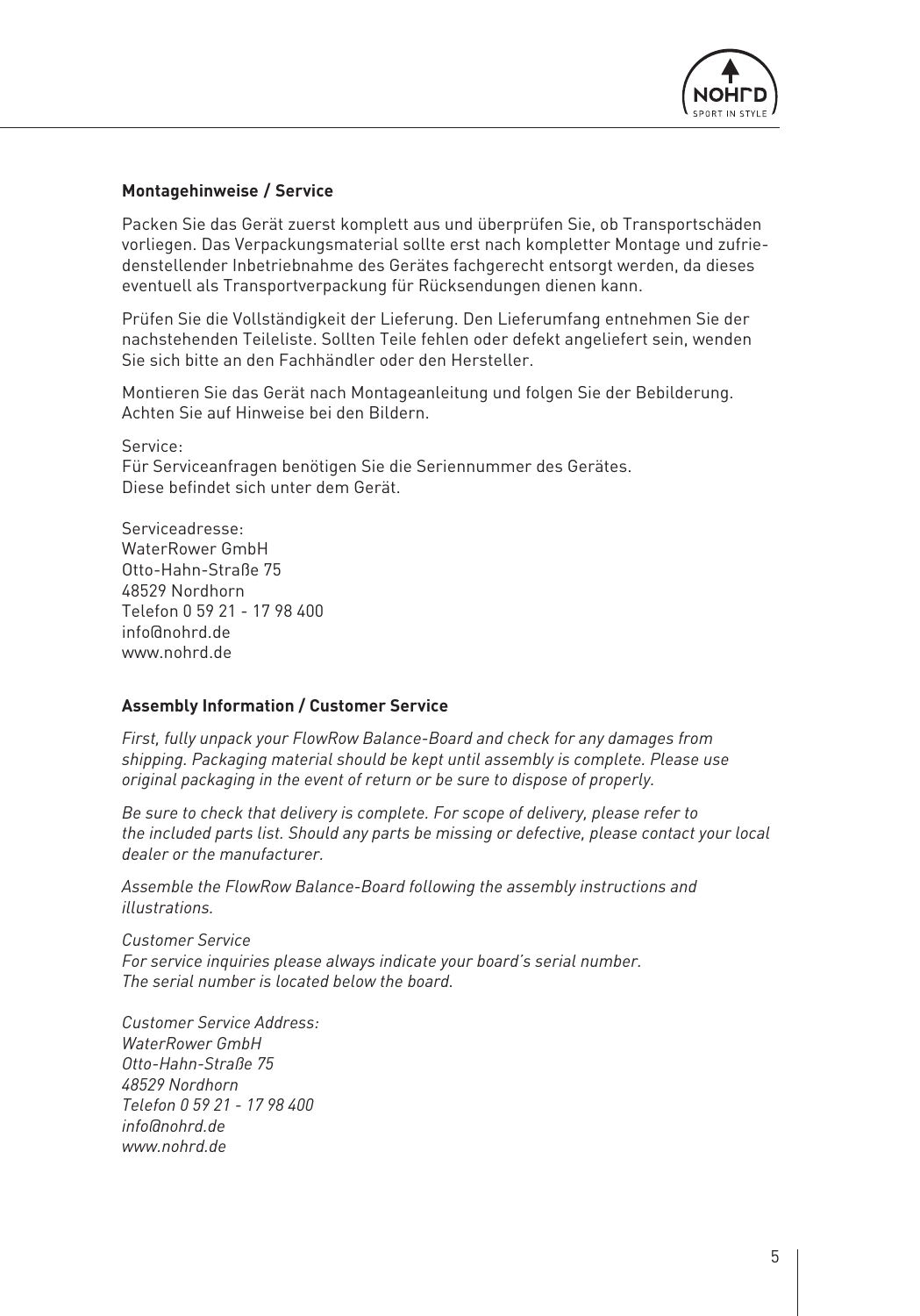### Montagehinweise / Service

Packen Sie das Gerät zuerst komplett aus und überprüfen Sie, ob Transportschäden vorliegen. Das Verpackungsmaterial sollte erst nach kompletter Montage und zufriedenstellender Inbetriebnahme des Gerätes fachgerecht entsorgt werden, da dieses eventuell als Transportverpackung für Rücksendungen dienen kann.

Prüfen Sie die Vollständigkeit der Lieferung. Den Lieferumfang entnehmen Sie der nachstehenden Teileliste. Sollten Teile fehlen oder defekt angeliefert sein, wenden Sie sich bitte an den Fachhändler oder den Hersteller.

Montieren Sie das Gerät nach Montageanleitung und folgen Sie der Bebilderung. Achten Sie auf Hinweise bei den Bildern.

Service:
Für Serviceanfragen benötigen Sie die Seriennummer des Gerätes.
Diese befindet sich unter dem Gerät.

Serviceadresse:
WaterRower GmbH
Otto-Hahn-Straße 75
48529 Nordhorn
Telefon 0 59 21 - 17 98 400
info@nohrd.de
www.nohrd.de

### Assembly Information / Customer Service

*First, fully unpack your FlowRow Balance-Board and check for any damages from shipping. Packaging material should be kept until assembly is complete. Please use original packaging in the event of return or be sure to dispose of properly.*

*Be sure to check that delivery is complete. For scope of delivery, please refer to the included parts list. Should any parts be missing or defective, please contact your local dealer or the manufacturer.*

*Assemble the FlowRow Balance-Board following the assembly instructions and illustrations.*

*Customer Service*
*For service inquiries please always indicate your board's serial number.*
*The serial number is located below the board.*

*Customer Service Address:*
*WaterRower GmbH*
*Otto-Hahn-Straße 75*
*48529 Nordhorn*
*Telefon 0 59 21 - 17 98 400*
*info@nohrd.de*
*www.nohrd.de*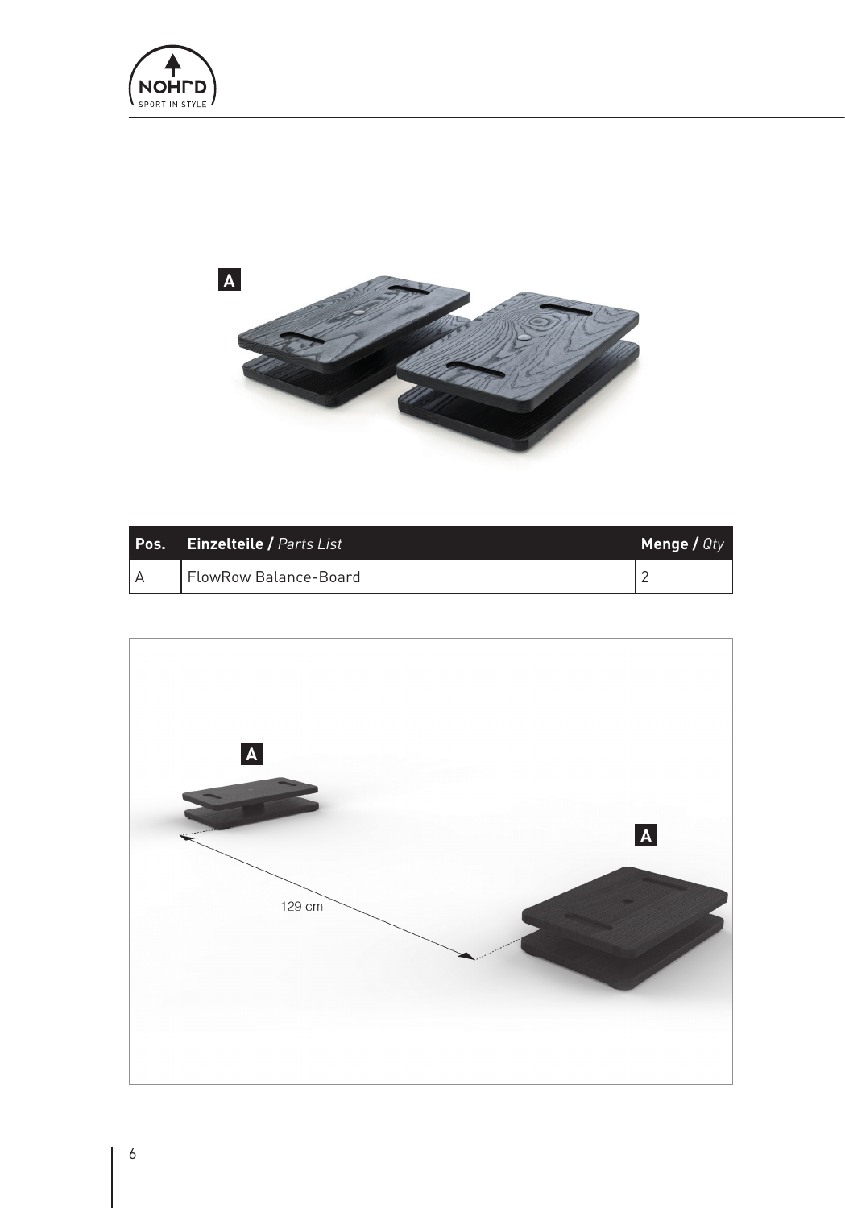| Pos. | Einzelteile / *Parts List* | Menge / *Qty* |
|---|---|---|
| A | FlowRow Balance-Board | 2 |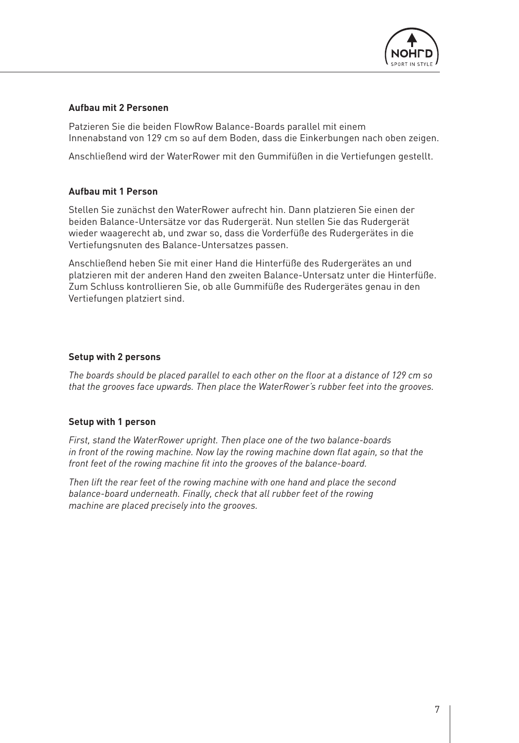**Aufbau mit 2 Personen**

Patzieren Sie die beiden FlowRow Balance-Boards parallel mit einem Innenabstand von 129 cm so auf dem Boden, dass die Einkerbungen nach oben zeigen.

Anschließend wird der WaterRower mit den Gummifüßen in die Vertiefungen gestellt.

**Aufbau mit 1 Person**

Stellen Sie zunächst den WaterRower aufrecht hin. Dann platzieren Sie einen der beiden Balance-Untersätze vor das Rudergerät. Nun stellen Sie das Rudergerät wieder waagerecht ab, und zwar so, dass die Vorderfüße des Rudergerätes in die Vertiefungsnuten des Balance-Untersatzes passen.

Anschließend heben Sie mit einer Hand die Hinterfüße des Rudergerätes an und platzieren mit der anderen Hand den zweiten Balance-Untersatz unter die Hinterfüße. Zum Schluss kontrollieren Sie, ob alle Gummifüße des Rudergerätes genau in den Vertiefungen platziert sind.

**Setup with 2 persons**

*The boards should be placed parallel to each other on the floor at a distance of 129 cm so that the grooves face upwards. Then place the WaterRower's rubber feet into the grooves.*

**Setup with 1 person**

*First, stand the WaterRower upright. Then place one of the two balance-boards in front of the rowing machine. Now lay the rowing machine down flat again, so that the front feet of the rowing machine fit into the grooves of the balance-board.*

*Then lift the rear feet of the rowing machine with one hand and place the second balance-board underneath. Finally, check that all rubber feet of the rowing machine are placed precisely into the grooves.*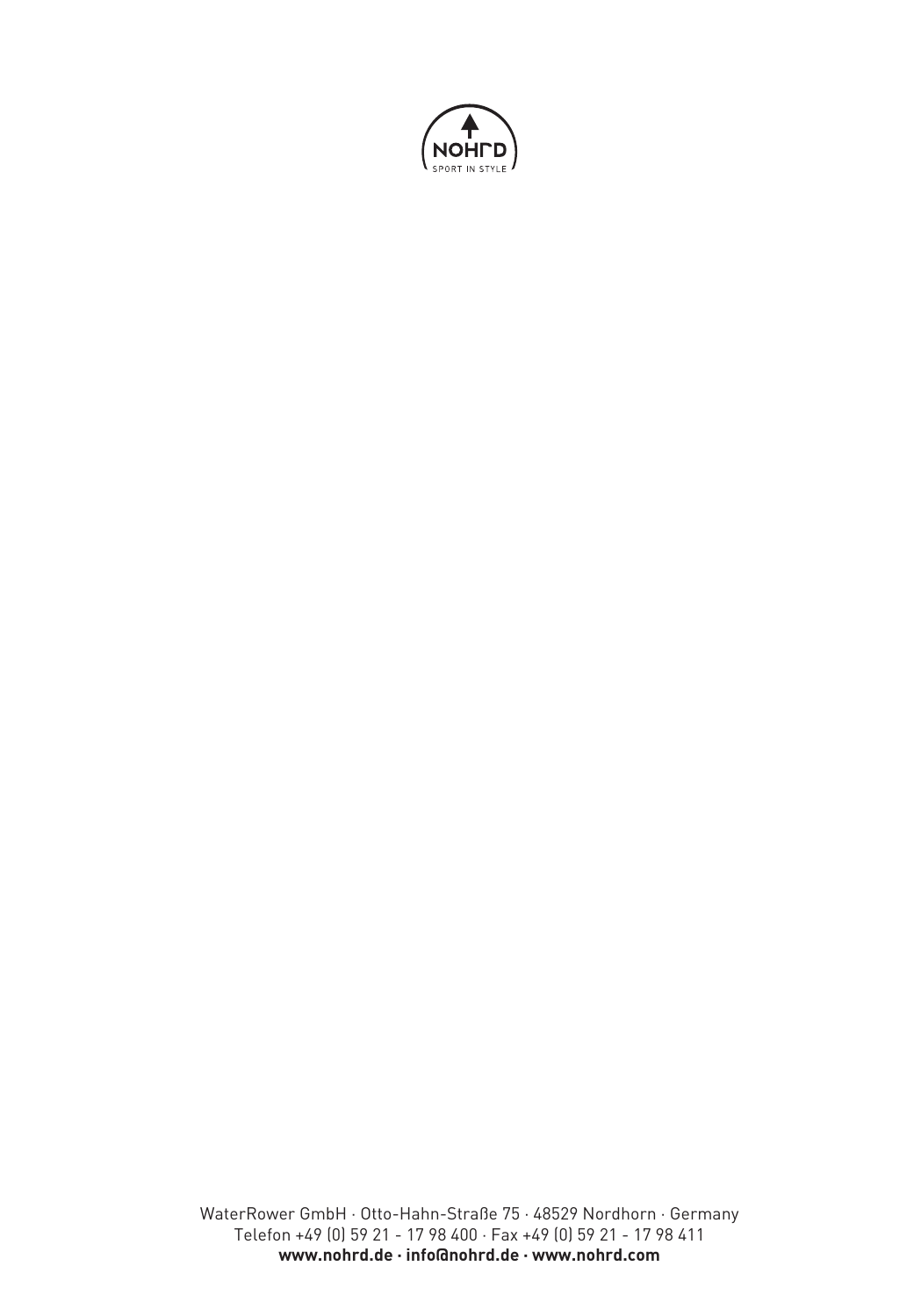NOHrD

SPORT IN STYLE

WaterRower GmbH · Otto-Hahn-Straße 75 · 48529 Nordhorn · Germany
Telefon +49 (0) 59 21 - 17 98 400 · Fax +49 (0) 59 21 - 17 98 411
**www.nohrd.de · info@nohrd.de · www.nohrd.com**